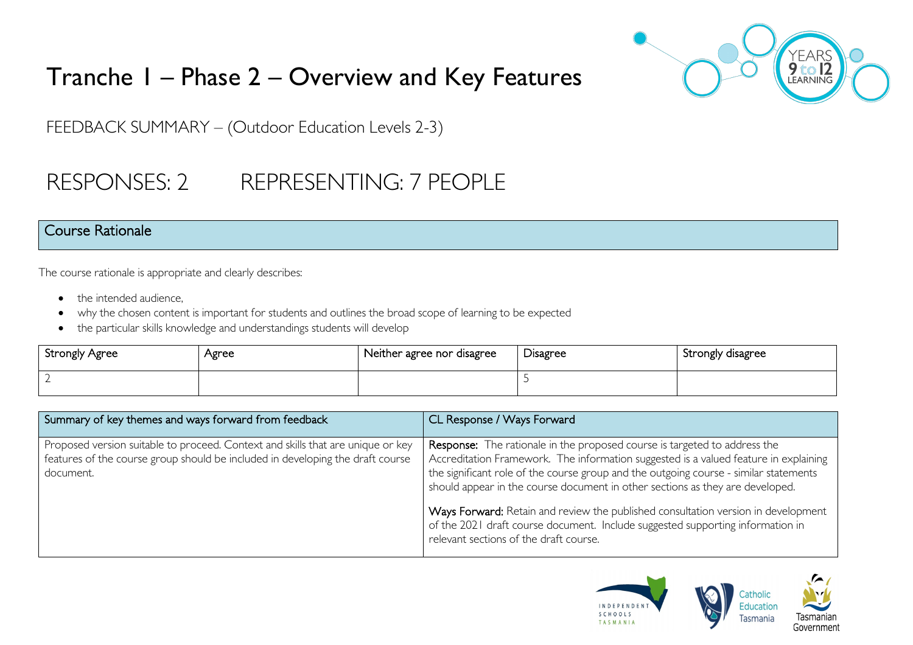# Tranche 1 – Phase 2 – Overview and Key Features

FEEDBACK SUMMARY – (Outdoor Education Levels 2-3)

## RESPONSES: 2 REPRESENTING: 7 PEOPLE

## Course Rationale

The course rationale is appropriate and clearly describes:

- the intended audience,
- why the chosen content is important for students and outlines the broad scope of learning to be expected
- the particular skills knowledge and understandings students will develop

| Strongly Agree | Agree | Neither agree nor disagree | Disagree | Strongly disagree |
|---|---|---|---|---|
| 2 | | | 5 | |

| Summary of key themes and ways forward from feedback | CL Response / Ways Forward |
|---|---|
| Proposed version suitable to proceed. Context and skills that are unique or key features of the course group should be included in developing the draft course document. | **Response:** The rationale in the proposed course is targeted to address the Accreditation Framework. The information suggested is a valued feature in explaining the significant role of the course group and the outgoing course - similar statements should appear in the course document in other sections as they are developed. <br><br> **Ways Forward:** Retain and review the published consultation version in development of the 2021 draft course document. Include suggested supporting information in relevant sections of the draft course. |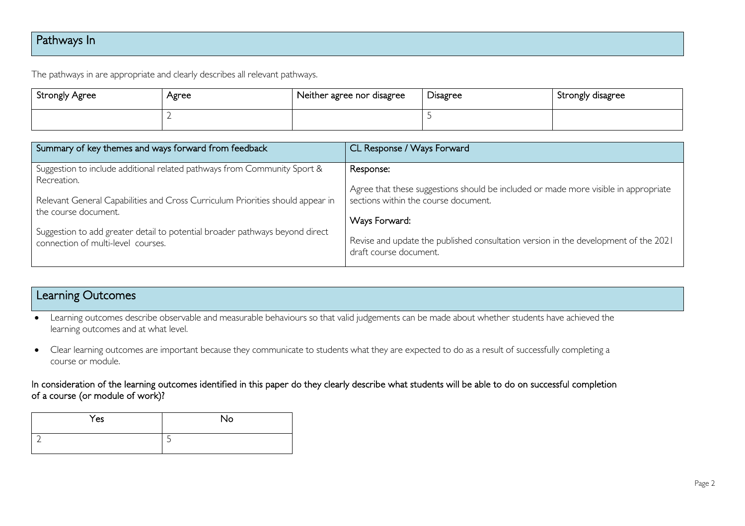## Pathways In

The pathways in are appropriate and clearly describes all relevant pathways.

| Strongly Agree | Agree | Neither agree nor disagree | Disagree | Strongly disagree |
|---|---|---|---|---|
| | 2 | | 5 | |

| Summary of key themes and ways forward from feedback | CL Response / Ways Forward |
|---|---|
| Suggestion to include additional related pathways from Community Sport & Recreation.<br><br>Relevant General Capabilities and Cross Curriculum Priorities should appear in the course document.<br><br>Suggestion to add greater detail to potential broader pathways beyond direct connection of multi-level courses. | Response:<br><br>Agree that these suggestions should be included or made more visible in appropriate sections within the course document.<br><br>Ways Forward:<br><br>Revise and update the published consultation version in the development of the 2021 draft course document. |

## Learning Outcomes

- Learning outcomes describe observable and measurable behaviours so that valid judgements can be made about whether students have achieved the learning outcomes and at what level.
- Clear learning outcomes are important because they communicate to students what they are expected to do as a result of successfully completing a course or module.

In consideration of the learning outcomes identified in this paper do they clearly describe what students will be able to do on successful completion of a course (or module of work)?

| Yes | No |
|---|---|
| 2 | 5 |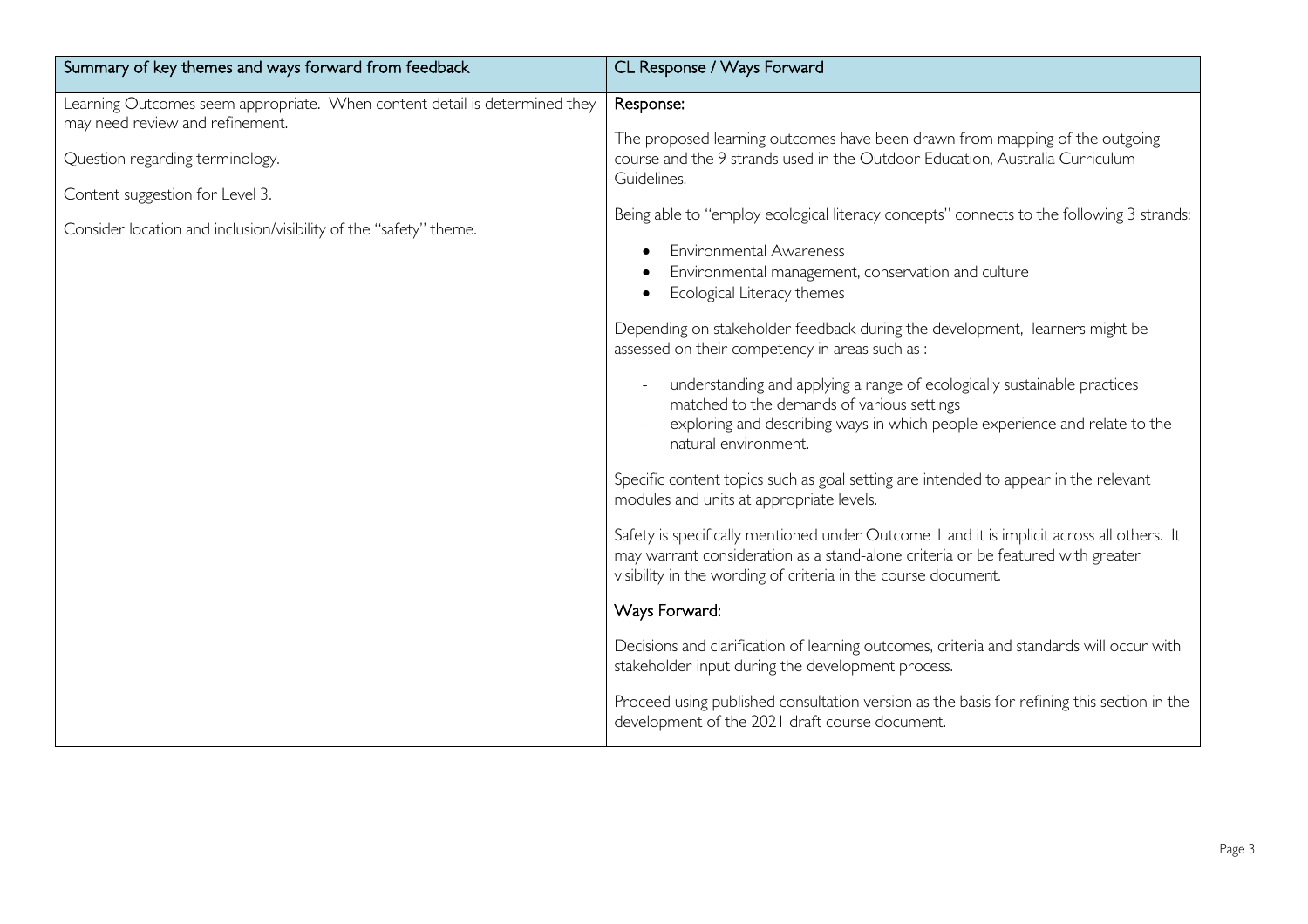| Summary of key themes and ways forward from feedback | CL Response / Ways Forward |
| --- | --- |
| Learning Outcomes seem appropriate. When content detail is determined they may need review and refinement.<br><br>Question regarding terminology.<br><br>Content suggestion for Level 3.<br><br>Consider location and inclusion/visibility of the "safety" theme. | **Response:**<br><br>The proposed learning outcomes have been drawn from mapping of the outgoing course and the 9 strands used in the Outdoor Education, Australia Curriculum Guidelines.<br><br>Being able to "employ ecological literacy concepts" connects to the following 3 strands:<br><br>• Environmental Awareness<br>• Environmental management, conservation and culture<br>• Ecological Literacy themes<br><br>Depending on stakeholder feedback during the development, learners might be assessed on their competency in areas such as :<br><br>- understanding and applying a range of ecologically sustainable practices matched to the demands of various settings<br>- exploring and describing ways in which people experience and relate to the natural environment.<br><br>Specific content topics such as goal setting are intended to appear in the relevant modules and units at appropriate levels.<br><br>Safety is specifically mentioned under Outcome 1 and it is implicit across all others. It may warrant consideration as a stand-alone criteria or be featured with greater visibility in the wording of criteria in the course document.<br><br>**Ways Forward:**<br><br>Decisions and clarification of learning outcomes, criteria and standards will occur with stakeholder input during the development process.<br><br>Proceed using published consultation version as the basis for refining this section in the development of the 2021 draft course document. |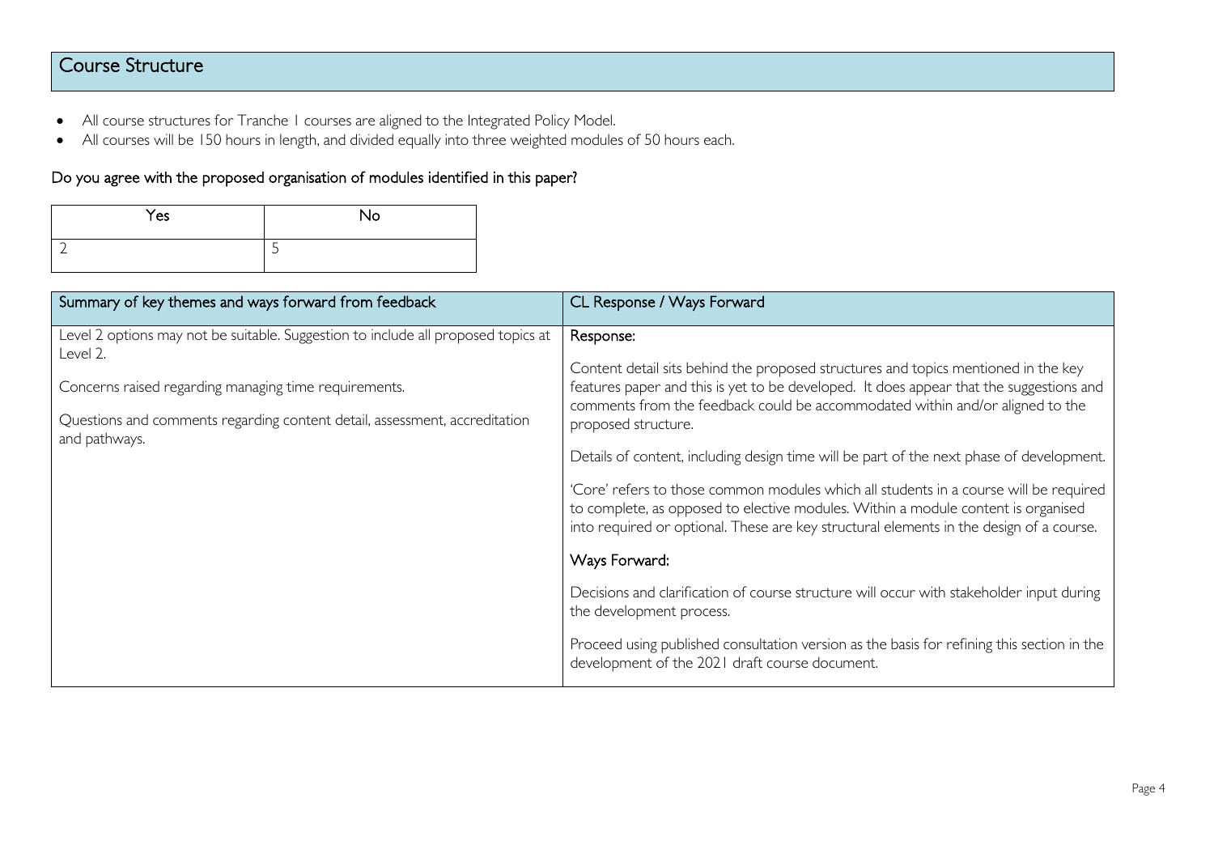## Course Structure

- All course structures for Tranche 1 courses are aligned to the Integrated Policy Model.
- All courses will be 150 hours in length, and divided equally into three weighted modules of 50 hours each.

### Do you agree with the proposed organisation of modules identified in this paper?

| Yes | No |
|---|---|
| 2 | 5 |

| Summary of key themes and ways forward from feedback | CL Response / Ways Forward |
|---|---|
| Level 2 options may not be suitable. Suggestion to include all proposed topics at Level 2.<br><br>Concerns raised regarding managing time requirements.<br><br>Questions and comments regarding content detail, assessment, accreditation and pathways. | Response:<br><br>Content detail sits behind the proposed structures and topics mentioned in the key features paper and this is yet to be developed. It does appear that the suggestions and comments from the feedback could be accommodated within and/or aligned to the proposed structure.<br><br>Details of content, including design time will be part of the next phase of development.<br><br>'Core' refers to those common modules which all students in a course will be required to complete, as opposed to elective modules. Within a module content is organised into required or optional. These are key structural elements in the design of a course.<br><br>Ways Forward:<br><br>Decisions and clarification of course structure will occur with stakeholder input during the development process.<br><br>Proceed using published consultation version as the basis for refining this section in the development of the 2021 draft course document. |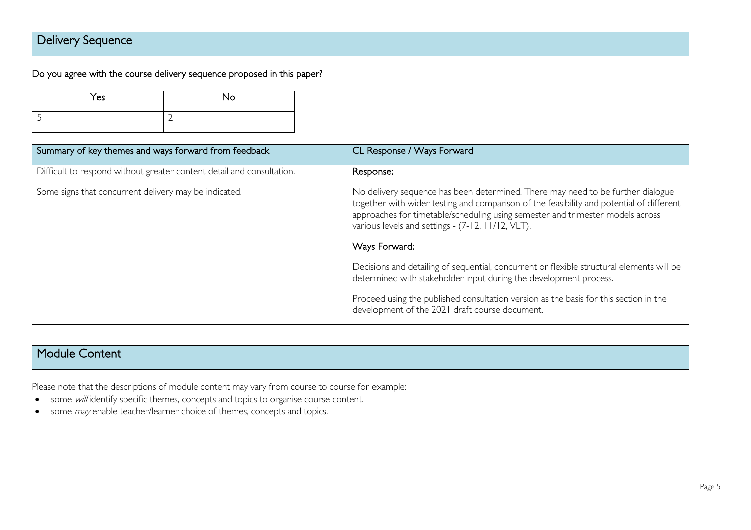## Delivery Sequence

Do you agree with the course delivery sequence proposed in this paper?

| Yes | No |
| --- | --- |
| 5 | 2 |

| Summary of key themes and ways forward from feedback | CL Response / Ways Forward |
| --- | --- |
| Difficult to respond without greater content detail and consultation.<br><br>Some signs that concurrent delivery may be indicated. | **Response:**<br><br>No delivery sequence has been determined. There may need to be further dialogue together with wider testing and comparison of the feasibility and potential of different approaches for timetable/scheduling using semester and trimester models across various levels and settings - (7-12, 11/12, VLT).<br><br>**Ways Forward:**<br><br>Decisions and detailing of sequential, concurrent or flexible structural elements will be determined with stakeholder input during the development process.<br><br>Proceed using the published consultation version as the basis for this section in the development of the 2021 draft course document. |

## Module Content

Please note that the descriptions of module content may vary from course to course for example:

- some *will* identify specific themes, concepts and topics to organise course content.
- some *may* enable teacher/learner choice of themes, concepts and topics.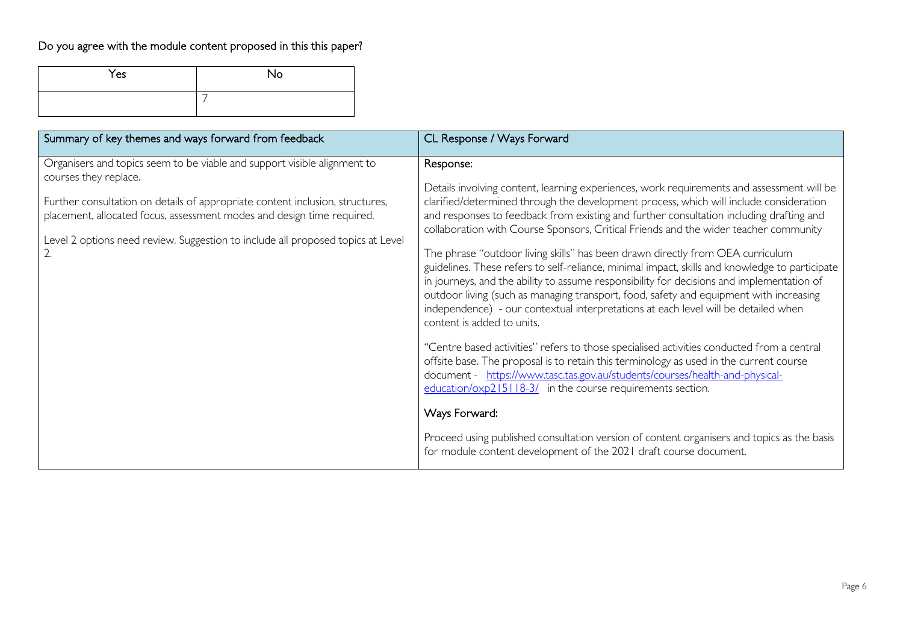Do you agree with the module content proposed in this this paper?

| Yes | No |
| --- | --- |
| | 7 |

| Summary of key themes and ways forward from feedback | CL Response / Ways Forward |
| --- | --- |
| Organisers and topics seem to be viable and support visible alignment to courses they replace.<br><br>Further consultation on details of appropriate content inclusion, structures, placement, allocated focus, assessment modes and design time required.<br><br>Level 2 options need review. Suggestion to include all proposed topics at Level 2. | Response:<br><br>Details involving content, learning experiences, work requirements and assessment will be clarified/determined through the development process, which will include consideration and responses to feedback from existing and further consultation including drafting and collaboration with Course Sponsors, Critical Friends and the wider teacher community<br><br>The phrase "outdoor living skills" has been drawn directly from OEA curriculum guidelines. These refers to self-reliance, minimal impact, skills and knowledge to participate in journeys, and the ability to assume responsibility for decisions and implementation of outdoor living (such as managing transport, food, safety and equipment with increasing independence) - our contextual interpretations at each level will be detailed when content is added to units.<br><br>"Centre based activities" refers to those specialised activities conducted from a central offsite base. The proposal is to retain this terminology as used in the current course document - [https://www.tasc.tas.gov.au/students/courses/health-and-physical-education/oxp215118-3/](https://www.tasc.tas.gov.au/students/courses/health-and-physical-education/oxp215118-3/) in the course requirements section.<br><br>Ways Forward:<br><br>Proceed using published consultation version of content organisers and topics as the basis for module content development of the 2021 draft course document. |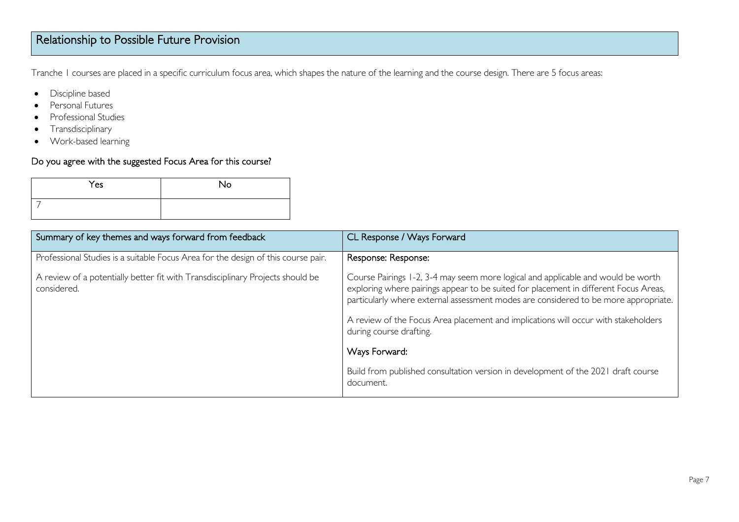## Relationship to Possible Future Provision

Tranche 1 courses are placed in a specific curriculum focus area, which shapes the nature of the learning and the course design. There are 5 focus areas:

- Discipline based
- Personal Futures
- Professional Studies
- Transdisciplinary
- Work-based learning

### Do you agree with the suggested Focus Area for this course?

| Yes | No |
|---|---|
| 7 | |

| Summary of key themes and ways forward from feedback | CL Response / Ways Forward |
|---|---|
| Professional Studies is a suitable Focus Area for the design of this course pair.<br><br>A review of a potentially better fit with Transdisciplinary Projects should be considered. | **Response: Response:**<br><br>Course Pairings 1-2, 3-4 may seem more logical and applicable and would be worth exploring where pairings appear to be suited for placement in different Focus Areas, particularly where external assessment modes are considered to be more appropriate.<br><br>A review of the Focus Area placement and implications will occur with stakeholders during course drafting.<br><br>**Ways Forward:**<br><br>Build from published consultation version in development of the 2021 draft course document. |